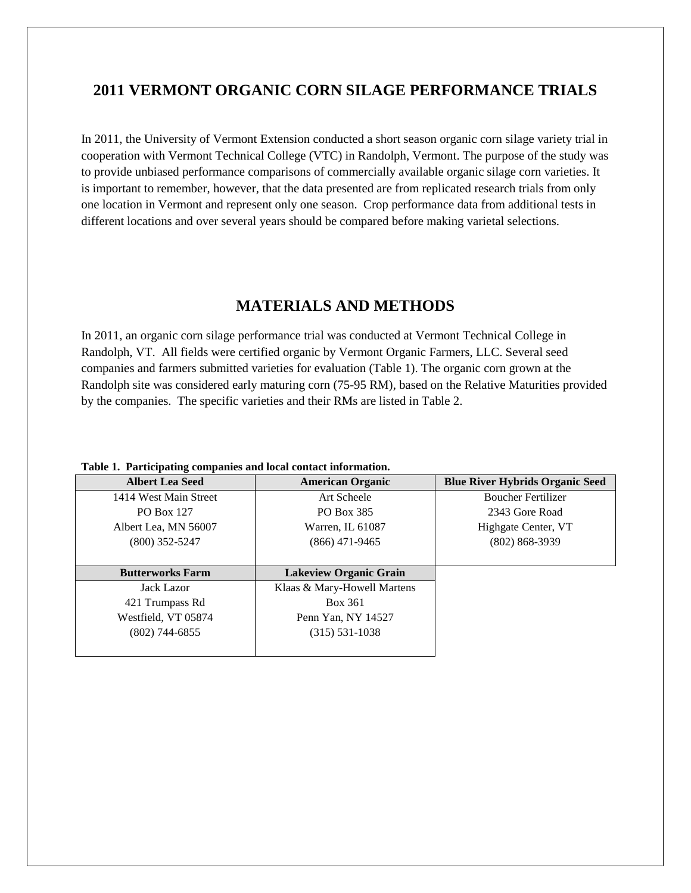# 2011 VERMONT ORGANIC CORN SILAGE PERFORMANCE TRIALS

In 2011, the University of Vermont Extension conducted a short season organic corn silage variety trial in cooperation with Vermont Technical College (VTC) in Randolph, Vermont. The purpose of the study was to provide unbiased performance comparisons of commercially available organic silage corn varieties. It is important to remember, however, that the data presented are from replicated research trials from only one location in Vermont and represent only one season. Crop performance data from additional tests in different locations and over several years should be compared before making varietal selections.

## MATERIALS AND METHODS

In 2011, an organic corn silage performance trial was conducted at Vermont Technical College in Randolph, VT. All fields were certified organic by Vermont Organic Farmers, LLC. Several seed companies and farmers submitted varieties for evaluation (Table 1). The organic corn grown at the Randolph site was considered early maturing corn (75-95 RM), based on the Relative Maturities provided by the companies. The specific varieties and their RMs are listed in Table 2.

**Table 1. Participating companies and local contact information.**

| Albert Lea Seed | American Organic | Blue River Hybrids Organic Seed |
|---|---|---|
| 1414 West Main Street<br>PO Box 127<br>Albert Lea, MN 56007<br>(800) 352-5247 | Art Scheele<br>PO Box 385<br>Warren, IL 61087<br>(866) 471-9465 | Boucher Fertilizer<br>2343 Gore Road<br>Highgate Center, VT<br>(802) 868-3939 |
| **Butterworks Farm** | **Lakeview Organic Grain** | |
| Jack Lazor<br>421 Trumpass Rd<br>Westfield, VT 05874<br>(802) 744-6855 | Klaas & Mary-Howell Martens<br>Box 361<br>Penn Yan, NY 14527<br>(315) 531-1038 | |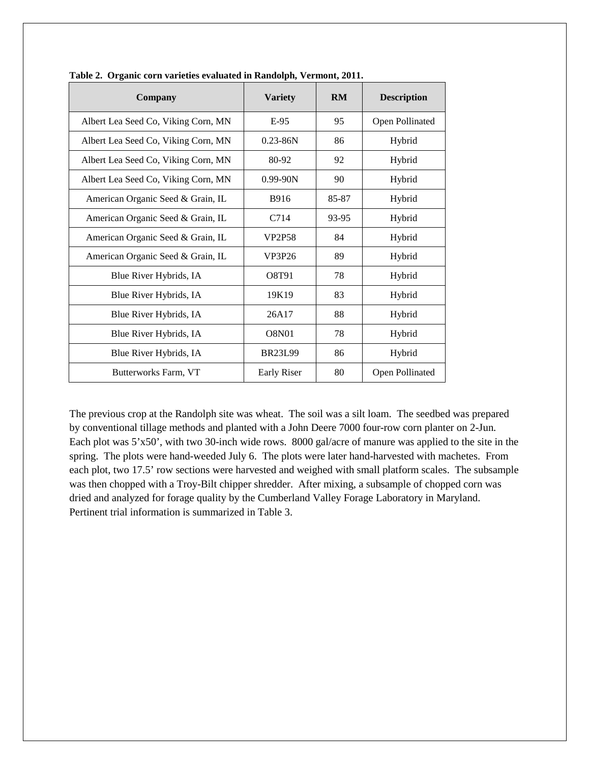**Table 2. Organic corn varieties evaluated in Randolph, Vermont, 2011.**

| Company | Variety | RM | Description |
|---|---|---|---|
| Albert Lea Seed Co, Viking Corn, MN | E-95 | 95 | Open Pollinated |
| Albert Lea Seed Co, Viking Corn, MN | 0.23-86N | 86 | Hybrid |
| Albert Lea Seed Co, Viking Corn, MN | 80-92 | 92 | Hybrid |
| Albert Lea Seed Co, Viking Corn, MN | 0.99-90N | 90 | Hybrid |
| American Organic Seed & Grain, IL | B916 | 85-87 | Hybrid |
| American Organic Seed & Grain, IL | C714 | 93-95 | Hybrid |
| American Organic Seed & Grain, IL | VP2P58 | 84 | Hybrid |
| American Organic Seed & Grain, IL | VP3P26 | 89 | Hybrid |
| Blue River Hybrids, IA | O8T91 | 78 | Hybrid |
| Blue River Hybrids, IA | 19K19 | 83 | Hybrid |
| Blue River Hybrids, IA | 26A17 | 88 | Hybrid |
| Blue River Hybrids, IA | O8N01 | 78 | Hybrid |
| Blue River Hybrids, IA | BR23L99 | 86 | Hybrid |
| Butterworks Farm, VT | Early Riser | 80 | Open Pollinated |

The previous crop at the Randolph site was wheat. The soil was a silt loam. The seedbed was prepared by conventional tillage methods and planted with a John Deere 7000 four-row corn planter on 2-Jun. Each plot was 5'x50', with two 30-inch wide rows. 8000 gal/acre of manure was applied to the site in the spring. The plots were hand-weeded July 6. The plots were later hand-harvested with machetes. From each plot, two 17.5' row sections were harvested and weighed with small platform scales. The subsample was then chopped with a Troy-Bilt chipper shredder. After mixing, a subsample of chopped corn was dried and analyzed for forage quality by the Cumberland Valley Forage Laboratory in Maryland. Pertinent trial information is summarized in Table 3.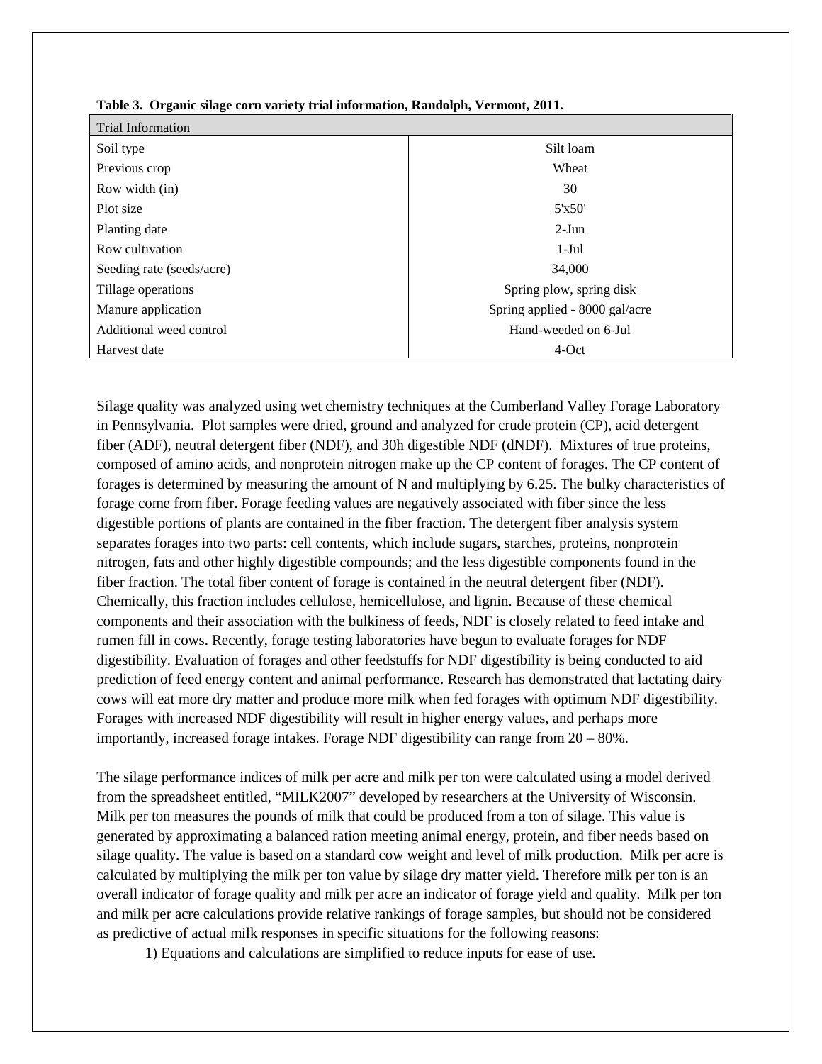**Table 3. Organic silage corn variety trial information, Randolph, Vermont, 2011.**

| Trial Information | |
|---|---|
| Soil type | Silt loam |
| Previous crop | Wheat |
| Row width (in) | 30 |
| Plot size | 5'x50' |
| Planting date | 2-Jun |
| Row cultivation | 1-Jul |
| Seeding rate (seeds/acre) | 34,000 |
| Tillage operations | Spring plow, spring disk |
| Manure application | Spring applied - 8000 gal/acre |
| Additional weed control | Hand-weeded on 6-Jul |
| Harvest date | 4-Oct |

Silage quality was analyzed using wet chemistry techniques at the Cumberland Valley Forage Laboratory in Pennsylvania. Plot samples were dried, ground and analyzed for crude protein (CP), acid detergent fiber (ADF), neutral detergent fiber (NDF), and 30h digestible NDF (dNDF). Mixtures of true proteins, composed of amino acids, and nonprotein nitrogen make up the CP content of forages. The CP content of forages is determined by measuring the amount of N and multiplying by 6.25. The bulky characteristics of forage come from fiber. Forage feeding values are negatively associated with fiber since the less digestible portions of plants are contained in the fiber fraction. The detergent fiber analysis system separates forages into two parts: cell contents, which include sugars, starches, proteins, nonprotein nitrogen, fats and other highly digestible compounds; and the less digestible components found in the fiber fraction. The total fiber content of forage is contained in the neutral detergent fiber (NDF). Chemically, this fraction includes cellulose, hemicellulose, and lignin. Because of these chemical components and their association with the bulkiness of feeds, NDF is closely related to feed intake and rumen fill in cows. Recently, forage testing laboratories have begun to evaluate forages for NDF digestibility. Evaluation of forages and other feedstuffs for NDF digestibility is being conducted to aid prediction of feed energy content and animal performance. Research has demonstrated that lactating dairy cows will eat more dry matter and produce more milk when fed forages with optimum NDF digestibility. Forages with increased NDF digestibility will result in higher energy values, and perhaps more importantly, increased forage intakes. Forage NDF digestibility can range from 20 – 80%.

The silage performance indices of milk per acre and milk per ton were calculated using a model derived from the spreadsheet entitled, "MILK2007" developed by researchers at the University of Wisconsin. Milk per ton measures the pounds of milk that could be produced from a ton of silage. This value is generated by approximating a balanced ration meeting animal energy, protein, and fiber needs based on silage quality. The value is based on a standard cow weight and level of milk production. Milk per acre is calculated by multiplying the milk per ton value by silage dry matter yield. Therefore milk per ton is an overall indicator of forage quality and milk per acre an indicator of forage yield and quality. Milk per ton and milk per acre calculations provide relative rankings of forage samples, but should not be considered as predictive of actual milk responses in specific situations for the following reasons:

1) Equations and calculations are simplified to reduce inputs for ease of use.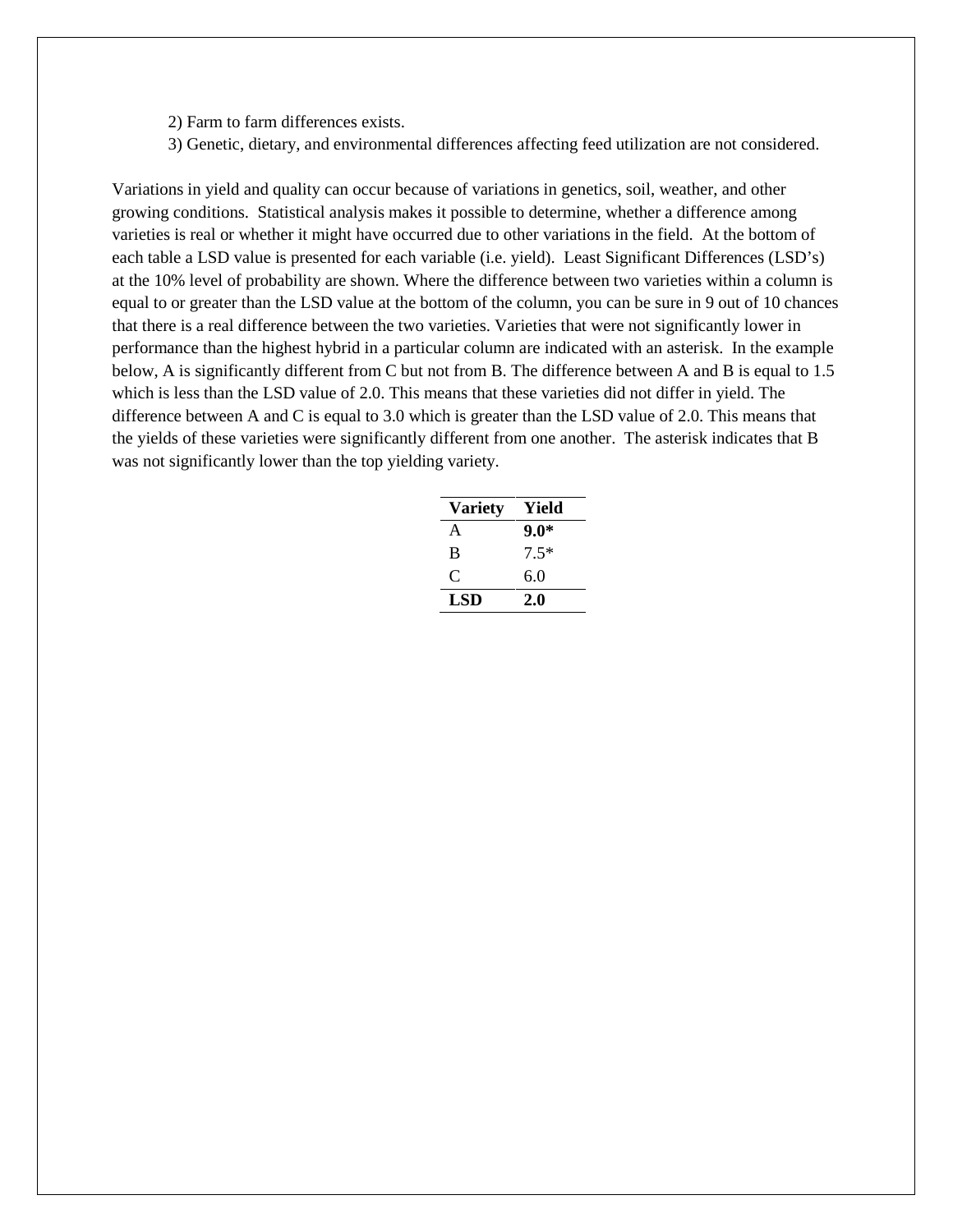2) Farm to farm differences exists.

3) Genetic, dietary, and environmental differences affecting feed utilization are not considered.

Variations in yield and quality can occur because of variations in genetics, soil, weather, and other growing conditions. Statistical analysis makes it possible to determine, whether a difference among varieties is real or whether it might have occurred due to other variations in the field. At the bottom of each table a LSD value is presented for each variable (i.e. yield). Least Significant Differences (LSD's) at the 10% level of probability are shown. Where the difference between two varieties within a column is equal to or greater than the LSD value at the bottom of the column, you can be sure in 9 out of 10 chances that there is a real difference between the two varieties. Varieties that were not significantly lower in performance than the highest hybrid in a particular column are indicated with an asterisk. In the example below, A is significantly different from C but not from B. The difference between A and B is equal to 1.5 which is less than the LSD value of 2.0. This means that these varieties did not differ in yield. The difference between A and C is equal to 3.0 which is greater than the LSD value of 2.0. This means that the yields of these varieties were significantly different from one another. The asterisk indicates that B was not significantly lower than the top yielding variety.

| Variety | Yield |
|---|---|
| A | **9.0*** |
| B | 7.5* |
| C | 6.0 |
| **LSD** | **2.0** |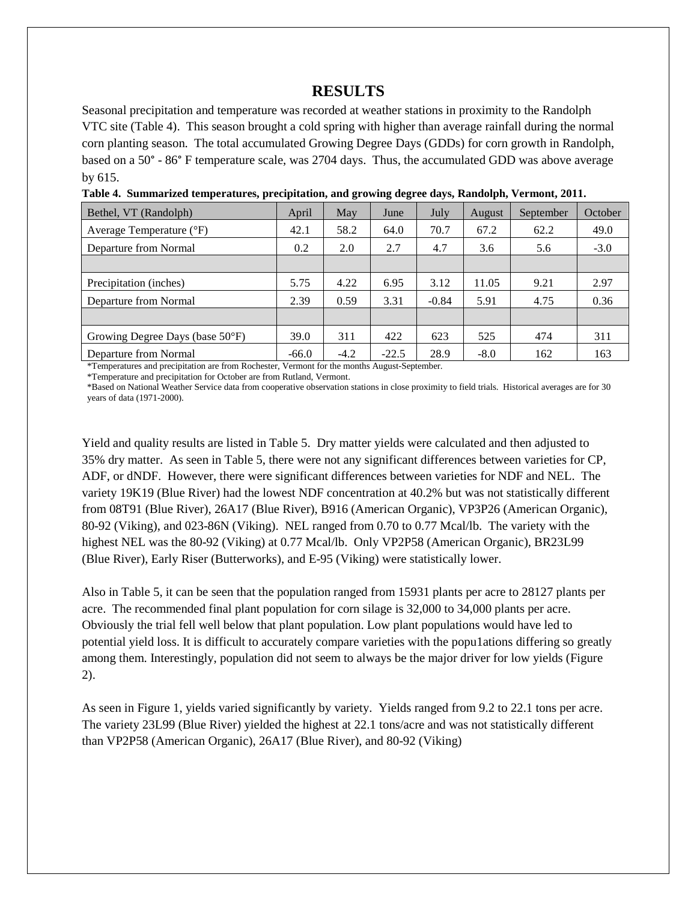# RESULTS

Seasonal precipitation and temperature was recorded at weather stations in proximity to the Randolph VTC site (Table 4). This season brought a cold spring with higher than average rainfall during the normal corn planting season. The total accumulated Growing Degree Days (GDDs) for corn growth in Randolph, based on a 50° - 86° F temperature scale, was 2704 days. Thus, the accumulated GDD was above average by 615.

**Table 4. Summarized temperatures, precipitation, and growing degree days, Randolph, Vermont, 2011.**

| Bethel, VT (Randolph) | April | May | June | July | August | September | October |
|---|---|---|---|---|---|---|---|
| Average Temperature (°F) | 42.1 | 58.2 | 64.0 | 70.7 | 67.2 | 62.2 | 49.0 |
| Departure from Normal | 0.2 | 2.0 | 2.7 | 4.7 | 3.6 | 5.6 | -3.0 |
| | | | | | | | |
| Precipitation (inches) | 5.75 | 4.22 | 6.95 | 3.12 | 11.05 | 9.21 | 2.97 |
| Departure from Normal | 2.39 | 0.59 | 3.31 | -0.84 | 5.91 | 4.75 | 0.36 |
| | | | | | | | |
| Growing Degree Days (base 50°F) | 39.0 | 311 | 422 | 623 | 525 | 474 | 311 |
| Departure from Normal | -66.0 | -4.2 | -22.5 | 28.9 | -8.0 | 162 | 163 |

*Temperatures and precipitation are from Rochester, Vermont for the months August-September.

*Temperature and precipitation for October are from Rutland, Vermont.

*Based on National Weather Service data from cooperative observation stations in close proximity to field trials. Historical averages are for 30 years of data (1971-2000).

Yield and quality results are listed in Table 5. Dry matter yields were calculated and then adjusted to 35% dry matter. As seen in Table 5, there were not any significant differences between varieties for CP, ADF, or dNDF. However, there were significant differences between varieties for NDF and NEL. The variety 19K19 (Blue River) had the lowest NDF concentration at 40.2% but was not statistically different from 08T91 (Blue River), 26A17 (Blue River), B916 (American Organic), VP3P26 (American Organic), 80-92 (Viking), and 023-86N (Viking). NEL ranged from 0.70 to 0.77 Mcal/lb. The variety with the highest NEL was the 80-92 (Viking) at 0.77 Mcal/lb. Only VP2P58 (American Organic), BR23L99 (Blue River), Early Riser (Butterworks), and E-95 (Viking) were statistically lower.

Also in Table 5, it can be seen that the population ranged from 15931 plants per acre to 28127 plants per acre. The recommended final plant population for corn silage is 32,000 to 34,000 plants per acre. Obviously the trial fell well below that plant population. Low plant populations would have led to potential yield loss. It is difficult to accurately compare varieties with the popu1ations differing so greatly among them. Interestingly, population did not seem to always be the major driver for low yields (Figure 2).

As seen in Figure 1, yields varied significantly by variety. Yields ranged from 9.2 to 22.1 tons per acre. The variety 23L99 (Blue River) yielded the highest at 22.1 tons/acre and was not statistically different than VP2P58 (American Organic), 26A17 (Blue River), and 80-92 (Viking)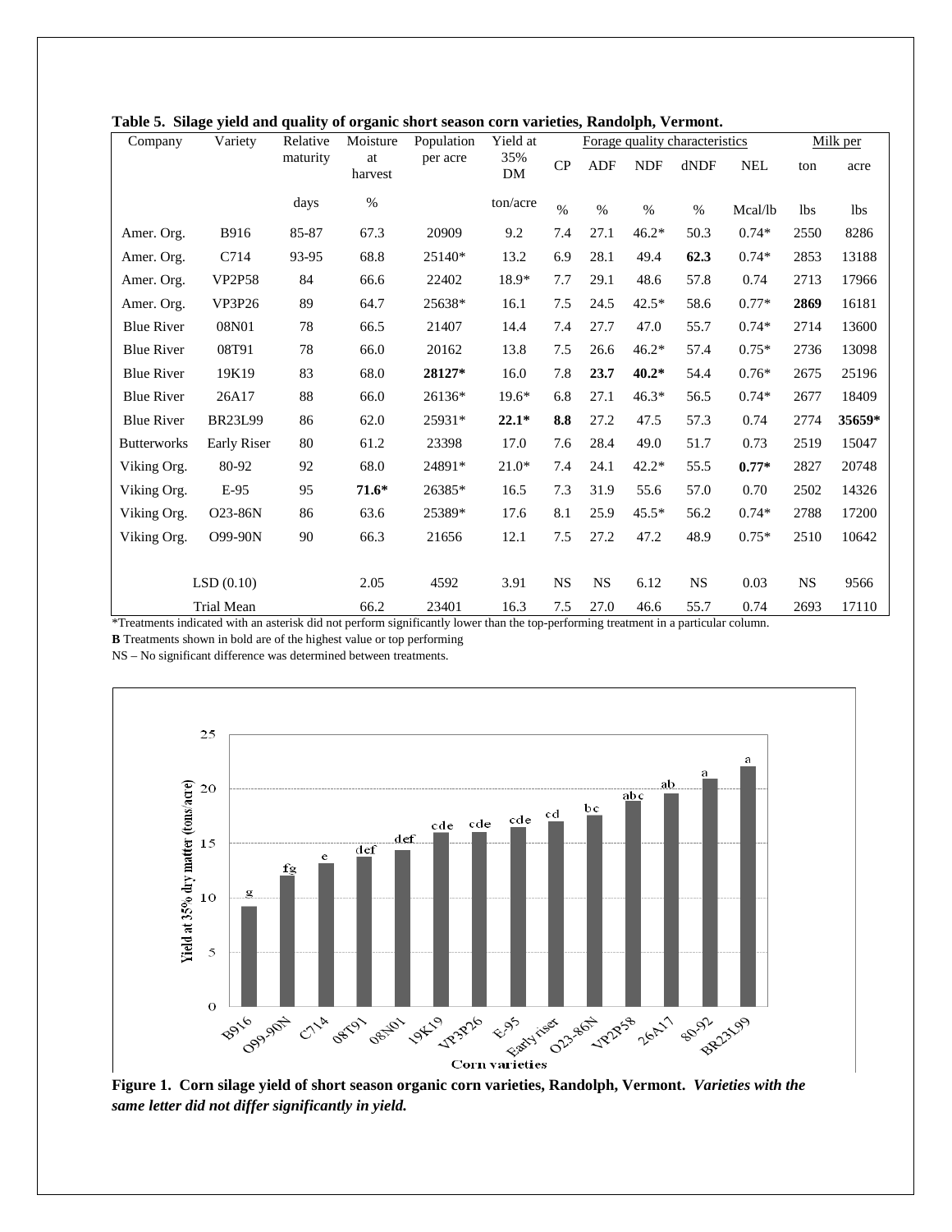**Table 5. Silage yield and quality of organic short season corn varieties, Randolph, Vermont.**

| Company | Variety | Relative maturity | Moisture at harvest | Population per acre | Yield at 35% DM | Forage quality characteristics | | | | | Milk per | |
|---|---|---|---|---|---|---|---|---|---|---|---|---|
| | | | | | | CP | ADF | NDF | dNDF | NEL | ton | acre |
| | | days | % | | ton/acre | % | % | % | % | Mcal/lb | lbs | lbs |
| Amer. Org. | B916 | 85-87 | 67.3 | 20909 | 9.2 | 7.4 | 27.1 | 46.2* | 50.3 | 0.74* | 2550 | 8286 |
| Amer. Org. | C714 | 93-95 | 68.8 | 25140* | 13.2 | 6.9 | 28.1 | 49.4 | **62.3** | 0.74* | 2853 | 13188 |
| Amer. Org. | VP2P58 | 84 | 66.6 | 22402 | 18.9* | 7.7 | 29.1 | 48.6 | 57.8 | 0.74 | 2713 | 17966 |
| Amer. Org. | VP3P26 | 89 | 64.7 | 25638* | 16.1 | 7.5 | 24.5 | 42.5* | 58.6 | 0.77* | **2869** | 16181 |
| Blue River | 08N01 | 78 | 66.5 | 21407 | 14.4 | 7.4 | 27.7 | 47.0 | 55.7 | 0.74* | 2714 | 13600 |
| Blue River | 08T91 | 78 | 66.0 | 20162 | 13.8 | 7.5 | 26.6 | 46.2* | 57.4 | 0.75* | 2736 | 13098 |
| Blue River | 19K19 | 83 | 68.0 | **28127*** | 16.0 | 7.8 | **23.7** | **40.2*** | 54.4 | 0.76* | 2675 | 25196 |
| Blue River | 26A17 | 88 | 66.0 | 26136* | 19.6* | 6.8 | 27.1 | 46.3* | 56.5 | 0.74* | 2677 | 18409 |
| Blue River | BR23L99 | 86 | 62.0 | 25931* | **22.1*** | **8.8** | 27.2 | 47.5 | 57.3 | 0.74 | 2774 | **35659*** |
| Butterworks | Early Riser | 80 | 61.2 | 23398 | 17.0 | 7.6 | 28.4 | 49.0 | 51.7 | 0.73 | 2519 | 15047 |
| Viking Org. | 80-92 | 92 | 68.0 | 24891* | 21.0* | 7.4 | 24.1 | 42.2* | 55.5 | **0.77*** | 2827 | 20748 |
| Viking Org. | E-95 | 95 | **71.6*** | 26385* | 16.5 | 7.3 | 31.9 | 55.6 | 57.0 | 0.70 | 2502 | 14326 |
| Viking Org. | O23-86N | 86 | 63.6 | 25389* | 17.6 | 8.1 | 25.9 | 45.5* | 56.2 | 0.74* | 2788 | 17200 |
| Viking Org. | O99-90N | 90 | 66.3 | 21656 | 12.1 | 7.5 | 27.2 | 47.2 | 48.9 | 0.75* | 2510 | 10642 |
| LSD (0.10) | | | 2.05 | 4592 | 3.91 | NS | NS | 6.12 | NS | 0.03 | NS | 9566 |
| Trial Mean | | | 66.2 | 23401 | 16.3 | 7.5 | 27.0 | 46.6 | 55.7 | 0.74 | 2693 | 17110 |

*Treatments indicated with an asterisk did not perform significantly lower than the top-performing treatment in a particular column.

**B** Treatments shown in bold are of the highest value or top performing

NS – No significant difference was determined between treatments.

**Figure 1. Corn silage yield of short season organic corn varieties, Randolph, Vermont.** ***Varieties with the same letter did not differ significantly in yield.***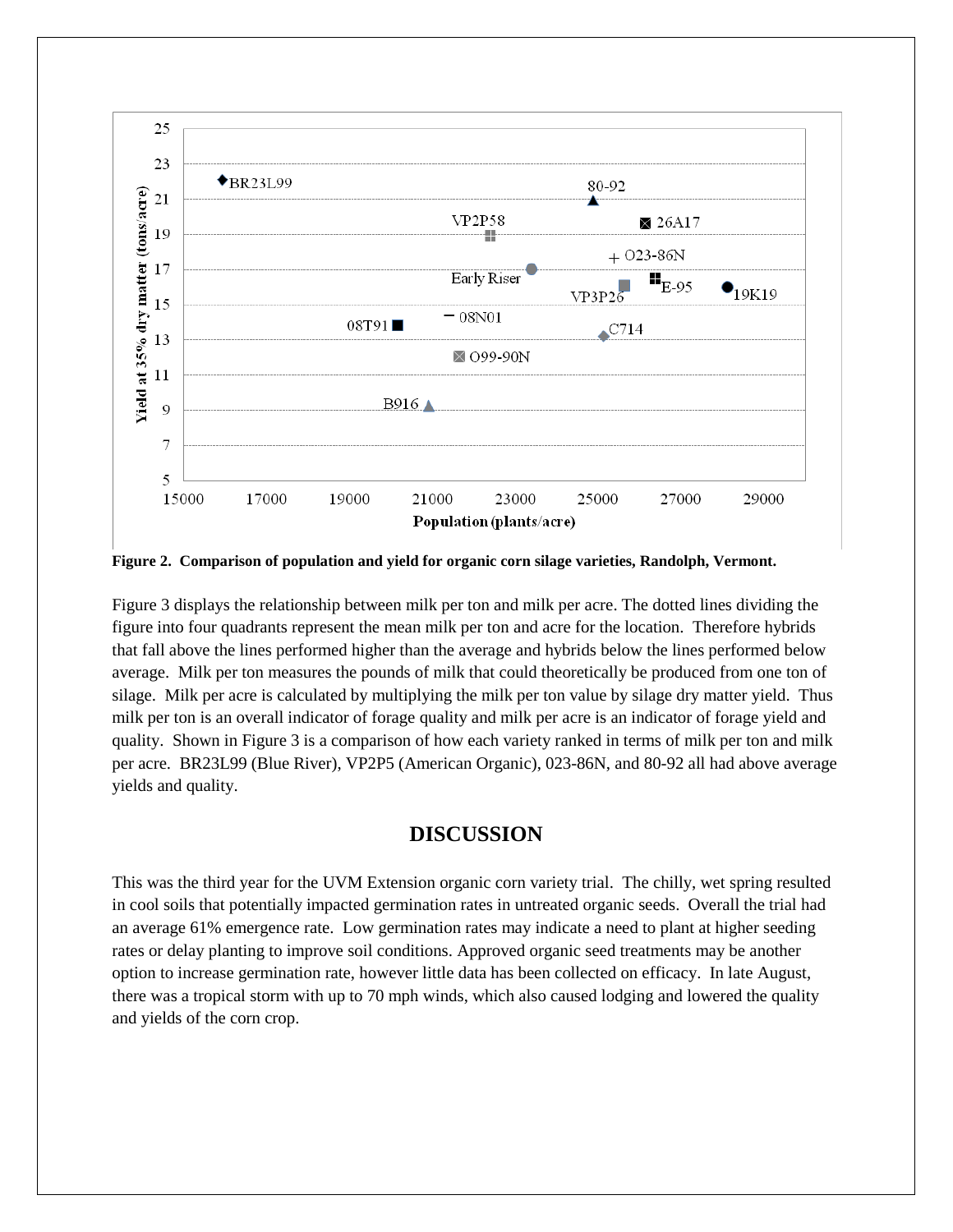Figure 2. Comparison of population and yield for organic corn silage varieties, Randolph, Vermont.

Figure 3 displays the relationship between milk per ton and milk per acre. The dotted lines dividing the figure into four quadrants represent the mean milk per ton and acre for the location. Therefore hybrids that fall above the lines performed higher than the average and hybrids below the lines performed below average. Milk per ton measures the pounds of milk that could theoretically be produced from one ton of silage. Milk per acre is calculated by multiplying the milk per ton value by silage dry matter yield. Thus milk per ton is an overall indicator of forage quality and milk per acre is an indicator of forage yield and quality. Shown in Figure 3 is a comparison of how each variety ranked in terms of milk per ton and milk per acre. BR23L99 (Blue River), VP2P5 (American Organic), 023-86N, and 80-92 all had above average yields and quality.

## DISCUSSION

This was the third year for the UVM Extension organic corn variety trial. The chilly, wet spring resulted in cool soils that potentially impacted germination rates in untreated organic seeds. Overall the trial had an average 61% emergence rate. Low germination rates may indicate a need to plant at higher seeding rates or delay planting to improve soil conditions. Approved organic seed treatments may be another option to increase germination rate, however little data has been collected on efficacy. In late August, there was a tropical storm with up to 70 mph winds, which also caused lodging and lowered the quality and yields of the corn crop.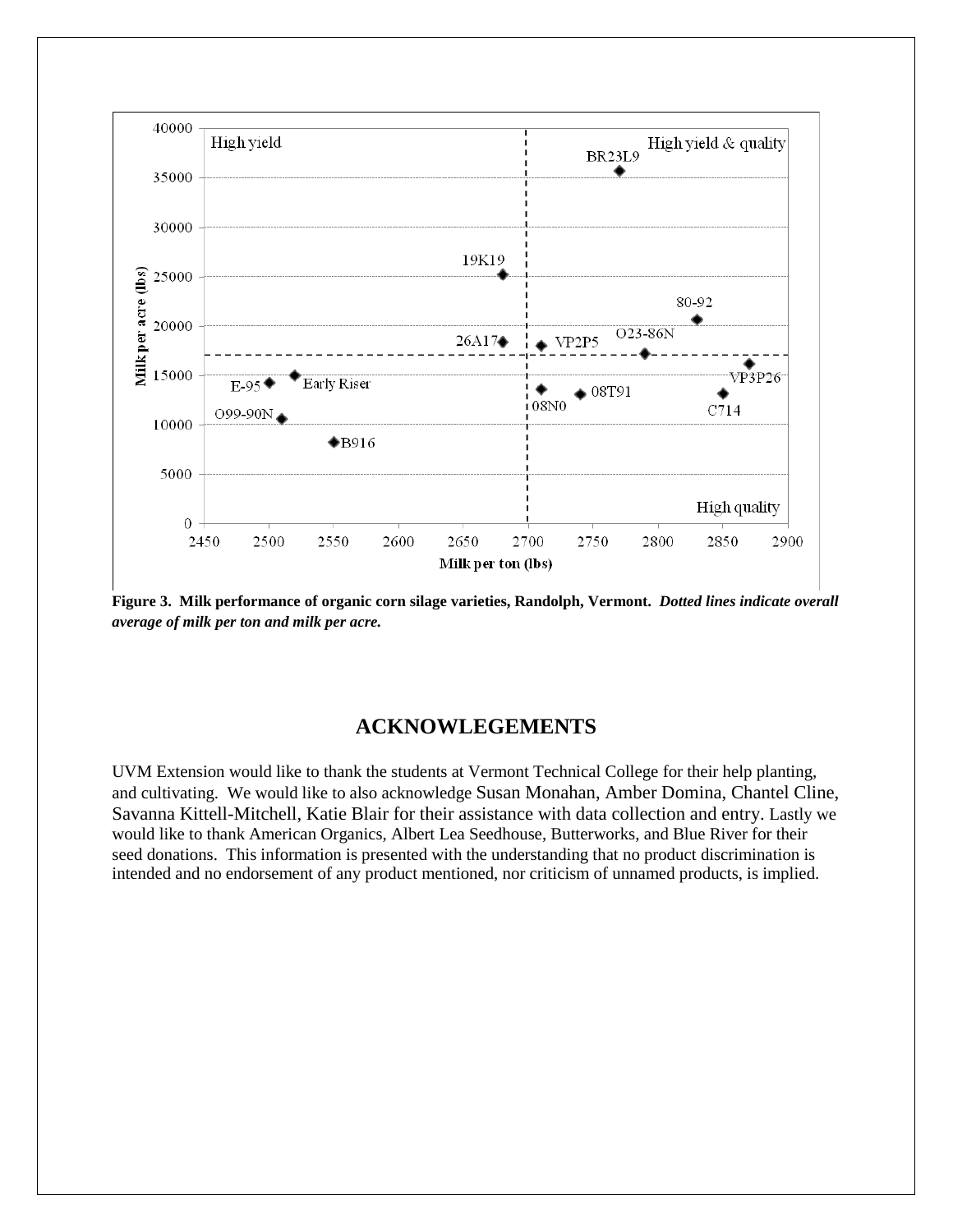High yield

High yield & quality

High quality

40000
35000
30000
25000
20000
15000
10000
5000
0

Milk per acre (lbs)

2450 2500 2550 2600 2650 2700 2750 2800 2850 2900

Milk per ton (lbs)

BR23L9
19K19
80-92
26A17
VP2P5
O23-86N
VP3P26
E-95
Early Riser
08N0
08T91
C714
O99-90N
B916

**Figure 3. Milk performance of organic corn silage varieties, Randolph, Vermont.** ***Dotted lines indicate overall average of milk per ton and milk per acre.***

## ACKNOWLEGEMENTS

UVM Extension would like to thank the students at Vermont Technical College for their help planting, and cultivating. We would like to also acknowledge Susan Monahan, Amber Domina, Chantel Cline, Savanna Kittell-Mitchell, Katie Blair for their assistance with data collection and entry. Lastly we would like to thank American Organics, Albert Lea Seedhouse, Butterworks, and Blue River for their seed donations. This information is presented with the understanding that no product discrimination is intended and no endorsement of any product mentioned, nor criticism of unnamed products, is implied.